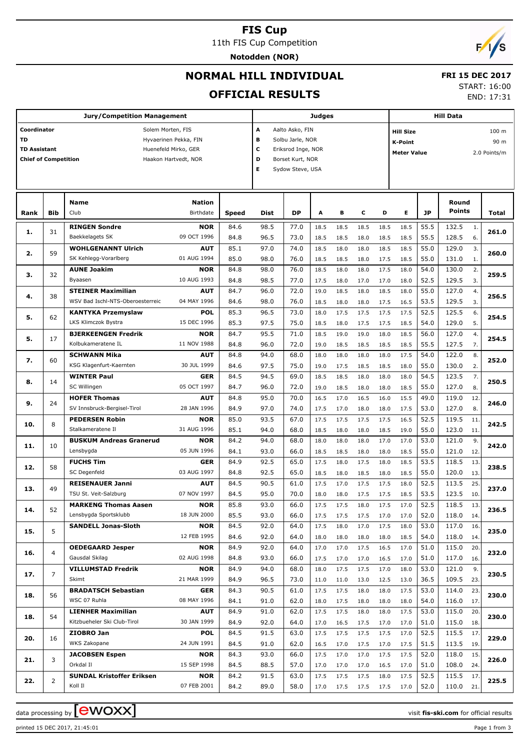# FIS Cup

11th FIS Cup Competition

**Notodden (NOR)**

## NORMAL HILL INDIVIDUAL

## OFFICIAL RESULTS

**FRI 15 DEC 2017**

START: 16:00

END: 17:31

| Jury/Competition Management | | Judges | | Hill Data | |
|---|---|---|---|---|---|
| Coordinator | Solem Morten, FIS | A | Aalto Asko, FIN | Hill Size | 100 m |
| TD | Hyvaerinen Pekka, FIN | B | Solbu Jarle, NOR | K-Point | 90 m |
| TD Assistant | Huenefeld Mirko, GER | C | Eriksrod Inge, NOR | Meter Value | 2.0 Points/m |
| Chief of Competition | Haakon Hartvedt, NOR | D | Borset Kurt, NOR | | |
| | | E | Sydow Steve, USA | | |

| Rank | Bib | Name / Club | Nation / Birthdate | Speed | Dist | DP | A | B | C | D | E | JP | Round Points | | Total |
|---|---|---|---|---|---|---|---|---|---|---|---|---|---|---|---|
| 1. | 31 | **RINGEN Sondre** | **NOR** | 84.6 | 98.5 | 77.0 | 18.5 | 18.5 | 18.5 | 18.5 | 18.5 | 55.5 | 132.5 | 1. | **261.0** |
| | | Baekkelagets SK | 09 OCT 1996 | 84.8 | 96.5 | 73.0 | 18.5 | 18.5 | 18.0 | 18.5 | 18.5 | 55.5 | 128.5 | 6. | |
| 2. | 59 | **WOHLGENANNT Ulrich** | **AUT** | 85.1 | 97.0 | 74.0 | 18.5 | 18.0 | 18.0 | 18.5 | 18.5 | 55.0 | 129.0 | 3. | **260.0** |
| | | SK Kehlegg-Vorarlberg | 01 AUG 1994 | 85.0 | 98.0 | 76.0 | 18.5 | 18.5 | 18.0 | 17.5 | 18.5 | 55.0 | 131.0 | 1. | |
| 3. | 32 | **AUNE Joakim** | **NOR** | 84.8 | 98.0 | 76.0 | 18.5 | 18.0 | 18.0 | 17.5 | 18.0 | 54.0 | 130.0 | 2. | **259.5** |
| | | Byaasen | 10 AUG 1993 | 84.8 | 98.5 | 77.0 | 17.5 | 18.0 | 17.0 | 17.0 | 18.0 | 52.5 | 129.5 | 3. | |
| 4. | 38 | **STEINER Maximilian** | **AUT** | 84.7 | 96.0 | 72.0 | 19.0 | 18.5 | 18.0 | 18.5 | 18.0 | 55.0 | 127.0 | 4. | **256.5** |
| | | WSV Bad Ischl-NTS-Oberoesterreic | 04 MAY 1996 | 84.6 | 98.0 | 76.0 | 18.5 | 18.0 | 18.0 | 17.5 | 16.5 | 53.5 | 129.5 | 3. | |
| 5. | 62 | **KANTYKA Przemyslaw** | **POL** | 85.3 | 96.5 | 73.0 | 18.0 | 17.5 | 17.5 | 17.5 | 17.5 | 52.5 | 125.5 | 6. | **254.5** |
| | | LKS Klimczok Bystra | 15 DEC 1996 | 85.3 | 97.5 | 75.0 | 18.5 | 18.0 | 17.5 | 17.5 | 18.5 | 54.0 | 129.0 | 5. | |
| 5. | 17 | **BJERKEENGEN Fredrik** | **NOR** | 84.7 | 95.5 | 71.0 | 18.5 | 19.0 | 19.0 | 18.0 | 18.5 | 56.0 | 127.0 | 4. | **254.5** |
| | | Kolbukameratene IL | 11 NOV 1988 | 84.8 | 96.0 | 72.0 | 19.0 | 18.5 | 18.5 | 18.5 | 18.5 | 55.5 | 127.5 | 7. | |
| 7. | 60 | **SCHWANN Mika** | **AUT** | 84.8 | 94.0 | 68.0 | 18.0 | 18.0 | 18.0 | 18.0 | 17.5 | 54.0 | 122.0 | 8. | **252.0** |
| | | KSG Klagenfurt-Kaernten | 30 JUL 1999 | 84.6 | 97.5 | 75.0 | 19.0 | 17.5 | 18.5 | 18.5 | 18.0 | 55.0 | 130.0 | 2. | |
| 8. | 14 | **WINTER Paul** | **GER** | 84.5 | 94.5 | 69.0 | 18.5 | 18.5 | 18.0 | 18.0 | 18.0 | 54.5 | 123.5 | 7. | **250.5** |
| | | SC Willingen | 05 OCT 1997 | 84.7 | 96.0 | 72.0 | 19.0 | 18.5 | 18.0 | 18.0 | 18.5 | 55.0 | 127.0 | 8. | |
| 9. | 24 | **HOFER Thomas** | **AUT** | 84.8 | 95.0 | 70.0 | 16.5 | 17.0 | 16.5 | 16.0 | 15.5 | 49.0 | 119.0 | 12. | **246.0** |
| | | SV Innsbruck-Bergisel-Tirol | 28 JAN 1996 | 84.9 | 97.0 | 74.0 | 17.5 | 17.0 | 18.0 | 18.0 | 17.5 | 53.0 | 127.0 | 8. | |
| 10. | 8 | **PEDERSEN Robin** | **NOR** | 85.0 | 93.5 | 67.0 | 17.5 | 17.5 | 17.5 | 17.5 | 16.5 | 52.5 | 119.5 | 11. | **242.5** |
| | | Stalkameratene Il | 31 AUG 1996 | 85.1 | 94.0 | 68.0 | 18.5 | 18.0 | 18.0 | 18.5 | 19.0 | 55.0 | 123.0 | 11. | |
| 11. | 10 | **BUSKUM Andreas Granerud** | **NOR** | 84.2 | 94.0 | 68.0 | 18.0 | 18.0 | 18.0 | 17.0 | 17.0 | 53.0 | 121.0 | 9. | **242.0** |
| | | Lensbygda | 05 JUN 1996 | 84.1 | 93.0 | 66.0 | 18.5 | 18.5 | 18.0 | 18.0 | 18.5 | 55.0 | 121.0 | 12. | |
| 12. | 58 | **FUCHS Tim** | **GER** | 84.9 | 92.5 | 65.0 | 17.5 | 18.0 | 17.5 | 18.0 | 18.5 | 53.5 | 118.5 | 13. | **238.5** |
| | | SC Degenfeld | 03 AUG 1997 | 84.8 | 92.5 | 65.0 | 18.5 | 18.0 | 18.5 | 18.0 | 18.5 | 55.0 | 120.0 | 13. | |
| 13. | 49 | **REISENAUER Janni** | **AUT** | 84.5 | 90.5 | 61.0 | 17.5 | 17.0 | 17.5 | 17.5 | 18.0 | 52.5 | 113.5 | 25. | **237.0** |
| | | TSU St. Veit-Salzburg | 07 NOV 1997 | 84.5 | 95.0 | 70.0 | 18.0 | 18.0 | 17.5 | 17.5 | 18.5 | 53.5 | 123.5 | 10. | |
| 14. | 52 | **MARKENG Thomas Aasen** | **NOR** | 85.8 | 93.0 | 66.0 | 17.5 | 17.5 | 18.0 | 17.5 | 17.0 | 52.5 | 118.5 | 13. | **236.5** |
| | | Lensbygda Sportsklubb | 18 JUN 2000 | 85.5 | 93.0 | 66.0 | 17.5 | 17.5 | 17.5 | 17.0 | 17.0 | 52.0 | 118.0 | 14. | |
| 15. | 5 | **SANDELL Jonas-Sloth** | **NOR** | 84.5 | 92.0 | 64.0 | 17.5 | 18.0 | 17.0 | 17.5 | 18.0 | 53.0 | 117.0 | 16. | **235.0** |
| | | | 12 FEB 1995 | 84.6 | 92.0 | 64.0 | 18.0 | 18.0 | 18.0 | 18.0 | 18.5 | 54.0 | 118.0 | 14. | |
| 16. | 4 | **OEDEGAARD Jesper** | **NOR** | 84.9 | 92.0 | 64.0 | 17.0 | 17.0 | 17.5 | 16.5 | 17.0 | 51.0 | 115.0 | 20. | **232.0** |
| | | Gausdal Skilag | 02 AUG 1998 | 84.8 | 93.0 | 66.0 | 17.5 | 17.0 | 17.0 | 16.5 | 17.0 | 51.0 | 117.0 | 16. | |
| 17. | 7 | **VILLUMSTAD Fredrik** | **NOR** | 84.9 | 94.0 | 68.0 | 18.0 | 17.5 | 17.5 | 17.0 | 18.0 | 53.0 | 121.0 | 9. | **230.5** |
| | | Skimt | 21 MAR 1999 | 84.9 | 96.5 | 73.0 | 11.0 | 11.0 | 13.0 | 12.5 | 13.0 | 36.5 | 109.5 | 23. | |
| 18. | 56 | **BRADATSCH Sebastian** | **GER** | 84.3 | 90.5 | 61.0 | 17.5 | 17.5 | 18.0 | 18.0 | 17.5 | 53.0 | 114.0 | 23. | **230.0** |
| | | WSC 07 Ruhla | 08 MAY 1996 | 84.1 | 91.0 | 62.0 | 18.0 | 17.5 | 18.0 | 18.0 | 18.0 | 54.0 | 116.0 | 17. | |
| 18. | 54 | **LIENHER Maximilian** | **AUT** | 84.9 | 91.0 | 62.0 | 17.5 | 17.5 | 18.0 | 18.0 | 17.5 | 53.0 | 115.0 | 20. | **230.0** |
| | | Kitzbueheler Ski Club-Tirol | 30 JAN 1999 | 84.9 | 92.0 | 64.0 | 17.0 | 16.5 | 17.5 | 17.0 | 17.0 | 51.0 | 115.0 | 18. | |
| 20. | 16 | **ZIOBRO Jan** | **POL** | 84.5 | 91.5 | 63.0 | 17.5 | 17.5 | 17.5 | 17.5 | 17.0 | 52.5 | 115.5 | 17. | **229.0** |
| | | WKS Zakopane | 24 JUN 1991 | 84.5 | 91.0 | 62.0 | 16.5 | 17.0 | 17.5 | 17.0 | 17.5 | 51.5 | 113.5 | 19. | |
| 21. | 3 | **JACOBSEN Espen** | **NOR** | 84.3 | 93.0 | 66.0 | 17.5 | 17.0 | 17.0 | 17.5 | 17.5 | 52.0 | 118.0 | 15. | **226.0** |
| | | Orkdal Il | 15 SEP 1998 | 84.5 | 88.5 | 57.0 | 17.0 | 17.0 | 17.0 | 16.5 | 17.0 | 51.0 | 108.0 | 24. | |
| 22. | 2 | **SUNDAL Kristoffer Eriksen** | **NOR** | 84.2 | 91.5 | 63.0 | 17.5 | 17.5 | 17.5 | 18.0 | 17.5 | 52.5 | 115.5 | 17. | **225.5** |
| | | Koll Il | 07 FEB 2001 | 84.2 | 89.0 | 58.0 | 17.0 | 17.5 | 17.5 | 17.5 | 17.0 | 52.0 | 110.0 | 21. | |

data processing by ewoxx — visit **fis-ski.com** for official results

printed 15 DEC 2017, 21:45:01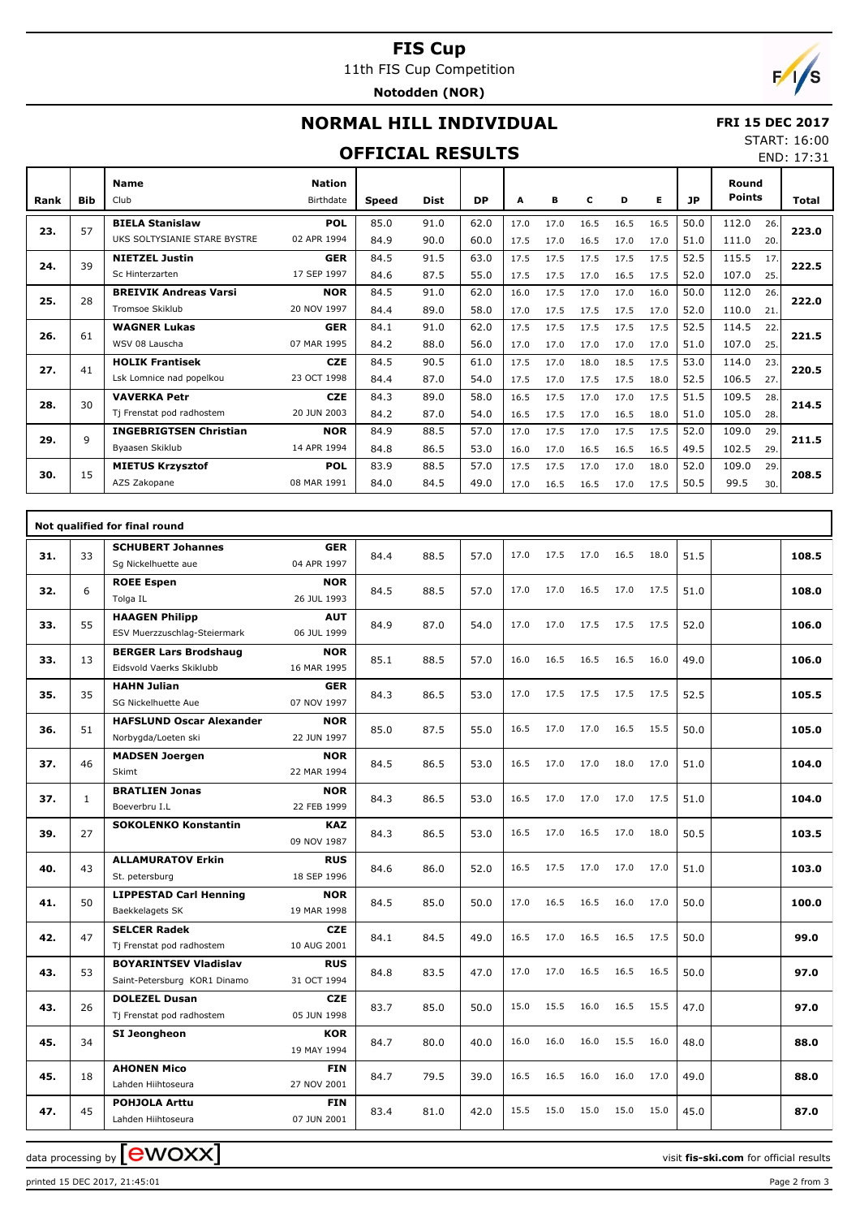# FIS Cup

11th FIS Cup Competition

**Notodden (NOR)**

## NORMAL HILL INDIVIDUAL

## OFFICIAL RESULTS

**FRI 15 DEC 2017**

START: 16:00

END: 17:31

| Rank | Bib | Name / Club | Nation / Birthdate | Speed | Dist | DP | A | B | C | D | E | JP | Round Points | | Total |
|---|---|---|---|---|---|---|---|---|---|---|---|---|---|---|---|
| 23. | 57 | **BIELA Stanislaw** | **POL** | 85.0 | 91.0 | 62.0 | 17.0 | 17.0 | 16.5 | 16.5 | 16.5 | 50.0 | 112.0 | 26. | 223.0 |
| | | UKS SOLTYSIANIE STARE BYSTRE | 02 APR 1994 | 84.9 | 90.0 | 60.0 | 17.5 | 17.0 | 16.5 | 17.0 | 17.0 | 51.0 | 111.0 | 20. | |
| 24. | 39 | **NIETZEL Justin** | **GER** | 84.5 | 91.5 | 63.0 | 17.5 | 17.5 | 17.5 | 17.5 | 17.5 | 52.5 | 115.5 | 17. | 222.5 |
| | | Sc Hinterzarten | 17 SEP 1997 | 84.6 | 87.5 | 55.0 | 17.5 | 17.5 | 17.0 | 16.5 | 17.5 | 52.0 | 107.0 | 25. | |
| 25. | 28 | **BREIVIK Andreas Varsi** | **NOR** | 84.5 | 91.0 | 62.0 | 16.0 | 17.5 | 17.0 | 17.0 | 16.0 | 50.0 | 112.0 | 26. | 222.0 |
| | | Tromsoe Skiklub | 20 NOV 1997 | 84.4 | 89.0 | 58.0 | 17.0 | 17.5 | 17.5 | 17.5 | 17.0 | 52.0 | 110.0 | 21. | |
| 26. | 61 | **WAGNER Lukas** | **GER** | 84.1 | 91.0 | 62.0 | 17.5 | 17.5 | 17.5 | 17.5 | 17.5 | 52.5 | 114.5 | 22. | 221.5 |
| | | WSV 08 Lauscha | 07 MAR 1995 | 84.2 | 88.0 | 56.0 | 17.0 | 17.0 | 17.0 | 17.0 | 17.0 | 51.0 | 107.0 | 25. | |
| 27. | 41 | **HOLIK Frantisek** | **CZE** | 84.5 | 90.5 | 61.0 | 17.5 | 17.0 | 18.0 | 18.5 | 17.5 | 53.0 | 114.0 | 23. | 220.5 |
| | | Lsk Lomnice nad popelkou | 23 OCT 1998 | 84.4 | 87.0 | 54.0 | 17.5 | 17.0 | 17.5 | 17.5 | 18.0 | 52.5 | 106.5 | 27. | |
| 28. | 30 | **VAVERKA Petr** | **CZE** | 84.3 | 89.0 | 58.0 | 16.5 | 17.5 | 17.0 | 17.0 | 17.5 | 51.5 | 109.5 | 28. | 214.5 |
| | | Tj Frenstat pod radhostem | 20 JUN 2003 | 84.2 | 87.0 | 54.0 | 16.5 | 17.5 | 17.0 | 16.5 | 18.0 | 51.0 | 105.0 | 28. | |
| 29. | 9 | **INGEBRIGTSEN Christian** | **NOR** | 84.9 | 88.5 | 57.0 | 17.0 | 17.5 | 17.0 | 17.5 | 17.5 | 52.0 | 109.0 | 29. | 211.5 |
| | | Byaasen Skiklub | 14 APR 1994 | 84.8 | 86.5 | 53.0 | 16.0 | 17.0 | 16.5 | 16.5 | 16.5 | 49.5 | 102.5 | 29. | |
| 30. | 15 | **MIETUS Krzysztof** | **POL** | 83.9 | 88.5 | 57.0 | 17.5 | 17.5 | 17.0 | 17.0 | 18.0 | 52.0 | 109.0 | 29. | 208.5 |
| | | AZS Zakopane | 08 MAR 1991 | 84.0 | 84.5 | 49.0 | 17.0 | 16.5 | 16.5 | 17.0 | 17.5 | 50.5 | 99.5 | 30. | |

**Not qualified for final round**

| Rank | Bib | Name / Club | Nation / Birthdate | Speed | Dist | DP | A | B | C | D | E | JP | Round Points | Total |
|---|---|---|---|---|---|---|---|---|---|---|---|---|---|---|
| 31. | 33 | **SCHUBERT Johannes** / Sg Nickelhuette aue | **GER** / 04 APR 1997 | 84.4 | 88.5 | 57.0 | 17.0 | 17.5 | 17.0 | 16.5 | 18.0 | 51.5 | | 108.5 |
| 32. | 6 | **ROEE Espen** / Tolga IL | **NOR** / 26 JUL 1993 | 84.5 | 88.5 | 57.0 | 17.0 | 17.0 | 16.5 | 17.0 | 17.5 | 51.0 | | 108.0 |
| 33. | 55 | **HAAGEN Philipp** / ESV Muerzzuschlag-Steiermark | **AUT** / 06 JUL 1999 | 84.9 | 87.0 | 54.0 | 17.0 | 17.0 | 17.5 | 17.5 | 17.5 | 52.0 | | 106.0 |
| 33. | 13 | **BERGER Lars Brodshaug** / Eidsvold Vaerks Skiklubb | **NOR** / 16 MAR 1995 | 85.1 | 88.5 | 57.0 | 16.0 | 16.5 | 16.5 | 16.5 | 16.0 | 49.0 | | 106.0 |
| 35. | 35 | **HAHN Julian** / SG Nickelhuette Aue | **GER** / 07 NOV 1997 | 84.3 | 86.5 | 53.0 | 17.0 | 17.5 | 17.5 | 17.5 | 17.5 | 52.5 | | 105.5 |
| 36. | 51 | **HAFSLUND Oscar Alexander** / Norbygda/Loeten ski | **NOR** / 22 JUN 1997 | 85.0 | 87.5 | 55.0 | 16.5 | 17.0 | 17.0 | 16.5 | 15.5 | 50.0 | | 105.0 |
| 37. | 46 | **MADSEN Joergen** / Skimt | **NOR** / 22 MAR 1994 | 84.5 | 86.5 | 53.0 | 16.5 | 17.0 | 17.0 | 18.0 | 17.0 | 51.0 | | 104.0 |
| 37. | 1 | **BRATLIEN Jonas** / Boeverbru I.L | **NOR** / 22 FEB 1999 | 84.3 | 86.5 | 53.0 | 16.5 | 17.0 | 17.0 | 17.0 | 17.5 | 51.0 | | 104.0 |
| 39. | 27 | **SOKOLENKO Konstantin** | **KAZ** / 09 NOV 1987 | 84.3 | 86.5 | 53.0 | 16.5 | 17.0 | 16.5 | 17.0 | 18.0 | 50.5 | | 103.5 |
| 40. | 43 | **ALLAMURATOV Erkin** / St. petersburg | **RUS** / 18 SEP 1996 | 84.6 | 86.0 | 52.0 | 16.5 | 17.5 | 17.0 | 17.0 | 17.0 | 51.0 | | 103.0 |
| 41. | 50 | **LIPPESTAD Carl Henning** / Baekkelagets SK | **NOR** / 19 MAR 1998 | 84.5 | 85.0 | 50.0 | 17.0 | 16.5 | 16.5 | 16.0 | 17.0 | 50.0 | | 100.0 |
| 42. | 47 | **SELCER Radek** / Tj Frenstat pod radhostem | **CZE** / 10 AUG 2001 | 84.1 | 84.5 | 49.0 | 16.5 | 17.0 | 16.5 | 16.5 | 17.5 | 50.0 | | 99.0 |
| 43. | 53 | **BOYARINTSEV Vladislav** / Saint-Petersburg KOR1 Dinamo | **RUS** / 31 OCT 1994 | 84.8 | 83.5 | 47.0 | 17.0 | 17.0 | 16.5 | 16.5 | 16.5 | 50.0 | | 97.0 |
| 43. | 26 | **DOLEZEL Dusan** / Tj Frenstat pod radhostem | **CZE** / 05 JUN 1998 | 83.7 | 85.0 | 50.0 | 15.0 | 15.5 | 16.0 | 16.5 | 15.5 | 47.0 | | 97.0 |
| 45. | 34 | **SI Jeongheon** | **KOR** / 19 MAY 1994 | 84.7 | 80.0 | 40.0 | 16.0 | 16.0 | 16.0 | 15.5 | 16.0 | 48.0 | | 88.0 |
| 45. | 18 | **AHONEN Mico** / Lahden Hiihtoseura | **FIN** / 27 NOV 2001 | 84.7 | 79.5 | 39.0 | 16.5 | 16.5 | 16.0 | 16.0 | 17.0 | 49.0 | | 88.0 |
| 47. | 45 | **POHJOLA Arttu** / Lahden Hiihtoseura | **FIN** / 07 JUN 2001 | 83.4 | 81.0 | 42.0 | 15.5 | 15.0 | 15.0 | 15.0 | 15.0 | 45.0 | | 87.0 |

data processing by ewoxx — visit **fis-ski.com** for official results

printed 15 DEC 2017, 21:45:01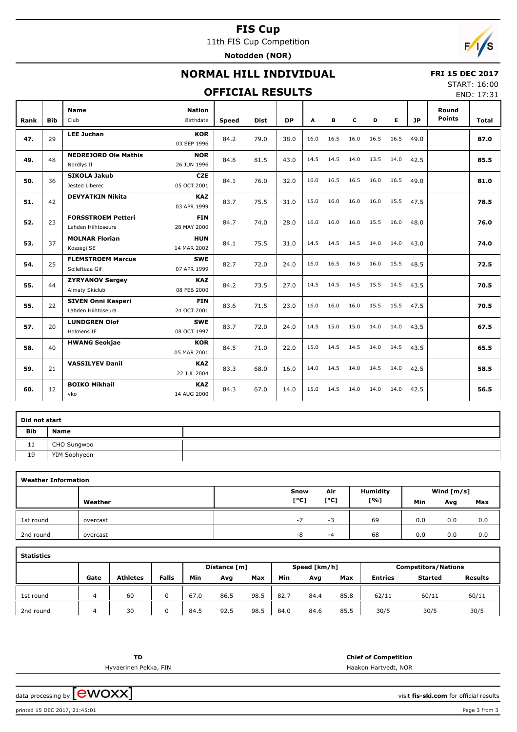# FIS Cup

11th FIS Cup Competition

**Notodden (NOR)**

## NORMAL HILL INDIVIDUAL

**FRI 15 DEC 2017**

START: 16:00

END: 17:31

## OFFICIAL RESULTS

| Rank | Bib | Name / Club | Nation / Birthdate | Speed | Dist | DP | A | B | C | D | E | JP | Round Points | Total |
|---|---|---|---|---|---|---|---|---|---|---|---|---|---|---|
| **47.** | 29 | **LEE Juchan** | **KOR** 03 SEP 1996 | 84.2 | 79.0 | 38.0 | 16.0 | 16.5 | 16.0 | 16.5 | 16.5 | 49.0 | | **87.0** |
| **49.** | 48 | **NEDREJORD Ole Mathis** Nordlys Il | **NOR** 26 JUN 1996 | 84.8 | 81.5 | 43.0 | 14.5 | 14.5 | 14.0 | 13.5 | 14.0 | 42.5 | | **85.5** |
| **50.** | 36 | **SIKOLA Jakub** Jested Liberec | **CZE** 05 OCT 2001 | 84.1 | 76.0 | 32.0 | 16.0 | 16.5 | 16.5 | 16.0 | 16.5 | 49.0 | | **81.0** |
| **51.** | 42 | **DEVYATKIN Nikita** | **KAZ** 03 APR 1999 | 83.7 | 75.5 | 31.0 | 15.0 | 16.0 | 16.0 | 16.0 | 15.5 | 47.5 | | **78.5** |
| **52.** | 23 | **FORSSTROEM Petteri** Lahden Hiihtoseura | **FIN** 28 MAY 2000 | 84.7 | 74.0 | 28.0 | 16.0 | 16.0 | 16.0 | 15.5 | 16.0 | 48.0 | | **76.0** |
| **53.** | 37 | **MOLNAR Florian** Koszegi SE | **HUN** 14 MAR 2002 | 84.1 | 75.5 | 31.0 | 14.5 | 14.5 | 14.5 | 14.0 | 14.0 | 43.0 | | **74.0** |
| **54.** | 25 | **FLEMSTROEM Marcus** Sollefteaa Gif | **SWE** 07 APR 1999 | 82.7 | 72.0 | 24.0 | 16.0 | 16.5 | 16.5 | 16.0 | 15.5 | 48.5 | | **72.5** |
| **55.** | 44 | **ZYRYANOV Sergey** Almaty Skiclub | **KAZ** 08 FEB 2000 | 84.2 | 73.5 | 27.0 | 14.5 | 14.5 | 14.5 | 15.5 | 14.5 | 43.5 | | **70.5** |
| **55.** | 22 | **SIVEN Onni Kasperi** Lahden Hiihtoseura | **FIN** 24 OCT 2001 | 83.6 | 71.5 | 23.0 | 16.0 | 16.0 | 16.0 | 15.5 | 15.5 | 47.5 | | **70.5** |
| **57.** | 20 | **LUNDGREN Olof** Holmens IF | **SWE** 08 OCT 1997 | 83.7 | 72.0 | 24.0 | 14.5 | 15.0 | 15.0 | 14.0 | 14.0 | 43.5 | | **67.5** |
| **58.** | 40 | **HWANG Seokjae** | **KOR** 05 MAR 2001 | 84.5 | 71.0 | 22.0 | 15.0 | 14.5 | 14.5 | 14.0 | 14.5 | 43.5 | | **65.5** |
| **59.** | 21 | **VASSILYEV Danil** | **KAZ** 22 JUL 2004 | 83.3 | 68.0 | 16.0 | 14.0 | 14.5 | 14.0 | 14.5 | 14.0 | 42.5 | | **58.5** |
| **60.** | 12 | **BOIKO Mikhail** vko | **KAZ** 14 AUG 2000 | 84.3 | 67.0 | 14.0 | 15.0 | 14.5 | 14.0 | 14.0 | 14.0 | 42.5 | | **56.5** |

**Did not start**

| Bib | Name |
|---|---|
| 11 | CHO Sungwoo |
| 19 | YIM Soohyeon |

**Weather Information**

| | Weather | Snow [°C] | Air [°C] | Humidity [%] | Wind [m/s] Min | Avg | Max |
|---|---|---|---|---|---|---|---|
| 1st round | overcast | -7 | -3 | 69 | 0.0 | 0.0 | 0.0 |
| 2nd round | overcast | -8 | -4 | 68 | 0.0 | 0.0 | 0.0 |

**Statistics**

| | Gate | Athletes | Falls | Distance [m] Min | Avg | Max | Speed [km/h] Min | Avg | Max | Competitors/Nations Entries | Started | Results |
|---|---|---|---|---|---|---|---|---|---|---|---|---|
| 1st round | 4 | 60 | 0 | 67.0 | 86.5 | 98.5 | 82.7 | 84.4 | 85.8 | 62/11 | 60/11 | 60/11 |
| 2nd round | 4 | 30 | 0 | 84.5 | 92.5 | 98.5 | 84.0 | 84.6 | 85.5 | 30/5 | 30/5 | 30/5 |

**TD**

Hyvaerinen Pekka, FIN

**Chief of Competition**

Haakon Hartvedt, NOR

data processing by ewoxx

visit **fis-ski.com** for official results

printed 15 DEC 2017, 21:45:01